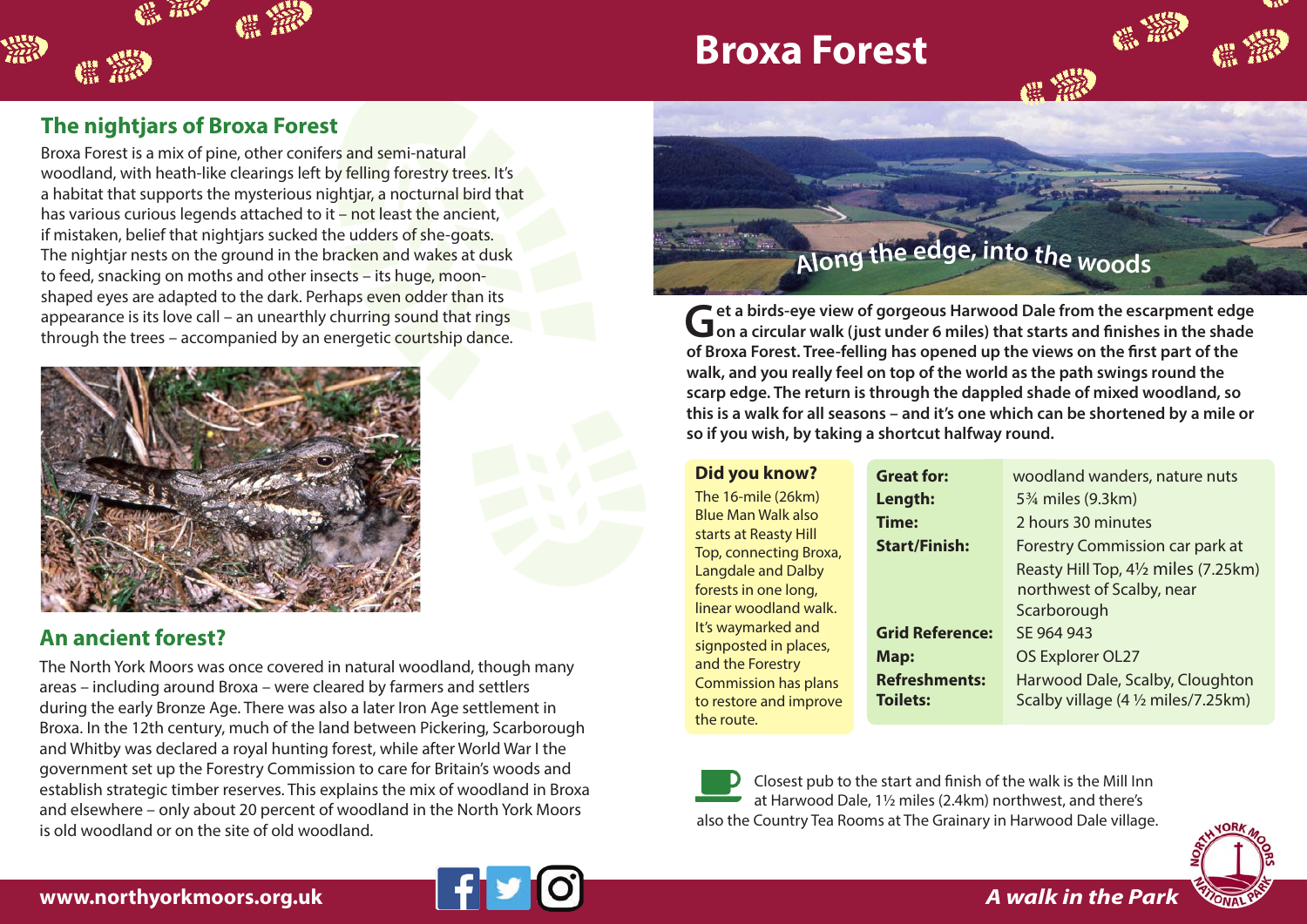# Broxa Forest

## The nightjars of Broxa Forest

Broxa Forest is a mix of pine, other conifers and semi-natural woodland, with heath-like clearings left by felling forestry trees. It's a habitat that supports the mysterious nightjar, a nocturnal bird that has various curious legends attached to it – not least the ancient, if mistaken, belief that nightjars sucked the udders of she-goats. The nightjar nests on the ground in the bracken and wakes at dusk to feed, snacking on moths and other insects – its huge, moon-shaped eyes are adapted to the dark. Perhaps even odder than its appearance is its love call – an unearthly churring sound that rings through the trees – accompanied by an energetic courtship dance.

## An ancient forest?

The North York Moors was once covered in natural woodland, though many areas – including around Broxa – were cleared by farmers and settlers during the early Bronze Age. There was also a later Iron Age settlement in Broxa. In the 12th century, much of the land between Pickering, Scarborough and Whitby was declared a royal hunting forest, while after World War I the government set up the Forestry Commission to care for Britain's woods and establish strategic timber reserves. This explains the mix of woodland in Broxa and elsewhere – only about 20 percent of woodland in the North York Moors is old woodland or on the site of old woodland.

## Along the edge, into the woods

**Get a birds-eye view of gorgeous Harwood Dale from the escarpment edge on a circular walk (just under 6 miles) that starts and finishes in the shade of Broxa Forest. Tree-felling has opened up the views on the first part of the walk, and you really feel on top of the world as the path swings round the scarp edge. The return is through the dappled shade of mixed woodland, so this is a walk for all seasons – and it's one which can be shortened by a mile or so if you wish, by taking a shortcut halfway round.**

### Did you know?

The 16-mile (26km) Blue Man Walk also starts at Reasty Hill Top, connecting Broxa, Langdale and Dalby forests in one long, linear woodland walk. It's waymarked and signposted in places, and the Forestry Commission has plans to restore and improve the route.

| | |
|---|---|
| **Great for:** | woodland wanders, nature nuts |
| **Length:** | 5¾ miles (9.3km) |
| **Time:** | 2 hours 30 minutes |
| **Start/Finish:** | Forestry Commission car park at Reasty Hill Top, 4½ miles (7.25km) northwest of Scalby, near Scarborough |
| **Grid Reference:** | SE 964 943 |
| **Map:** | OS Explorer OL27 |
| **Refreshments:** | Harwood Dale, Scalby, Cloughton |
| **Toilets:** | Scalby village (4 ½ miles/7.25km) |

Closest pub to the start and finish of the walk is the Mill Inn at Harwood Dale, 1½ miles (2.4km) northwest, and there's also the Country Tea Rooms at The Grainary in Harwood Dale village.

www.northyorkmoors.org.uk

*A walk in the Park*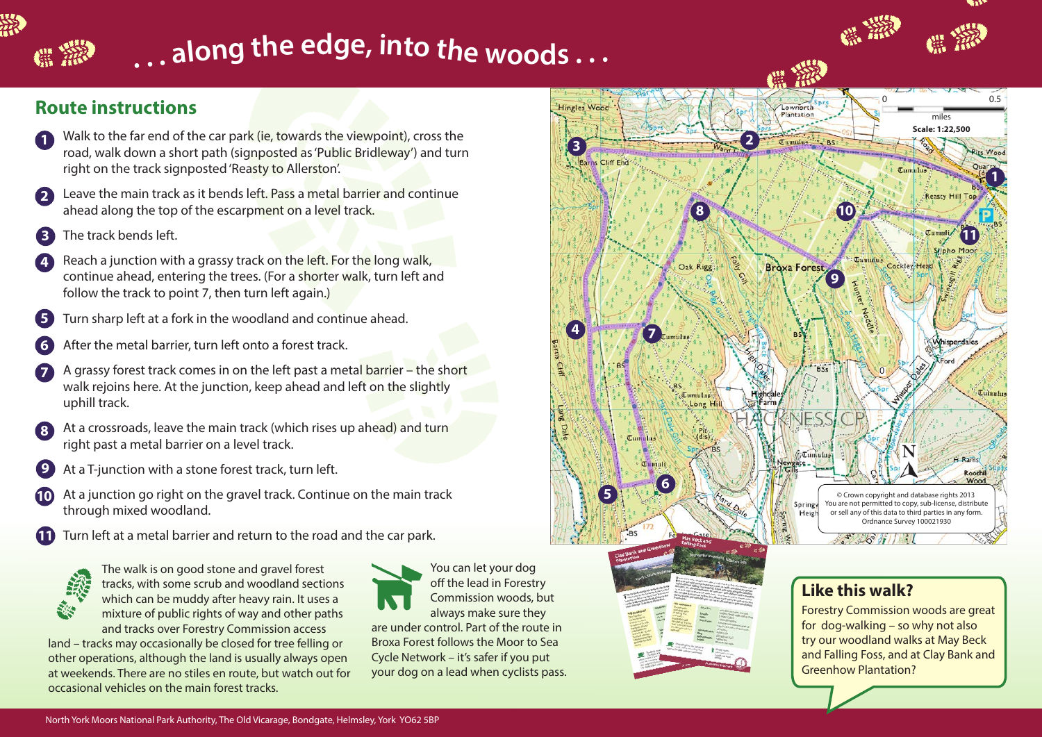# . . . along the edge, into the woods . . .

## Route instructions

1. Walk to the far end of the car park (ie, towards the viewpoint), cross the road, walk down a short path (signposted as 'Public Bridleway') and turn right on the track signposted 'Reasty to Allerston'.
2. Leave the main track as it bends left. Pass a metal barrier and continue ahead along the top of the escarpment on a level track.
3. The track bends left.
4. Reach a junction with a grassy track on the left. For the long walk, continue ahead, entering the trees. (For a shorter walk, turn left and follow the track to point 7, then turn left again.)
5. Turn sharp left at a fork in the woodland and continue ahead.
6. After the metal barrier, turn left onto a forest track.
7. A grassy forest track comes in on the left past a metal barrier – the short walk rejoins here. At the junction, keep ahead and left on the slightly uphill track.
8. At a crossroads, leave the main track (which rises up ahead) and turn right past a metal barrier on a level track.
9. At a T-junction with a stone forest track, turn left.
10. At a junction go right on the gravel track. Continue on the main track through mixed woodland.
11. Turn left at a metal barrier and return to the road and the car park.

The walk is on good stone and gravel forest tracks, with some scrub and woodland sections which can be muddy after heavy rain. It uses a mixture of public rights of way and other paths and tracks over Forestry Commission access land – tracks may occasionally be closed for tree felling or other operations, although the land is usually always open at weekends. There are no stiles en route, but watch out for occasional vehicles on the main forest tracks.

You can let your dog off the lead in Forestry Commission woods, but always make sure they are under control. Part of the route in Broxa Forest follows the Moor to Sea Cycle Network – it's safer if you put your dog on a lead when cyclists pass.

0 0.5
miles
Scale: 1:22,500

© Crown copyright and database rights 2013
You are not permitted to copy, sub-license, distribute or sell any of this data to third parties in any form.
Ordnance Survey 100021930

### Like this walk?

Forestry Commission woods are great for dog-walking – so why not also try our woodland walks at May Beck and Falling Foss, and at Clay Bank and Greenhow Plantation?

North York Moors National Park Authority, The Old Vicarage, Bondgate, Helmsley, York YO62 5BP